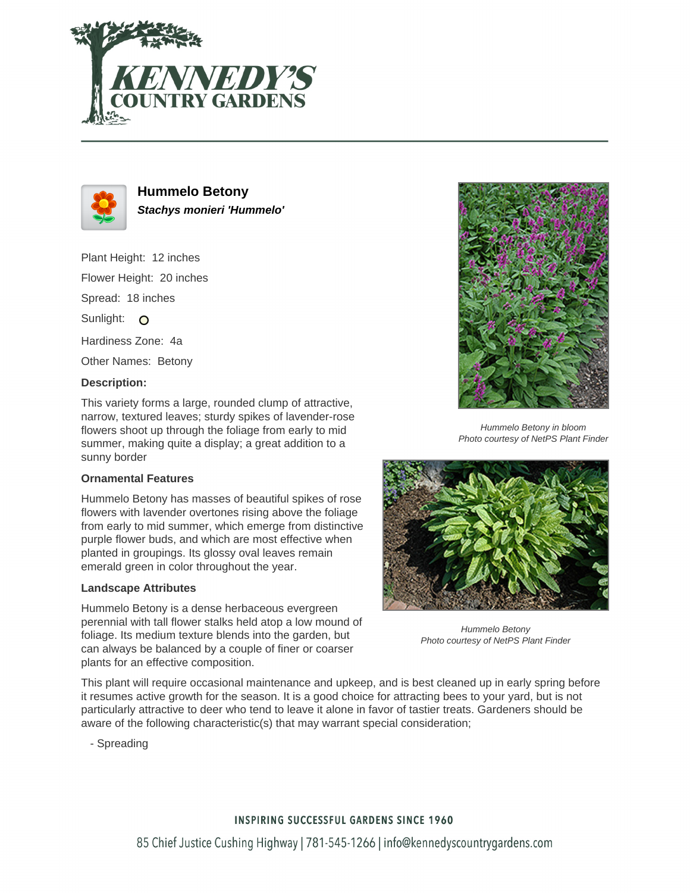# Hummelo Betony

***Stachys monieri 'Hummelo'***

Plant Height: 12 inches

Flower Height: 20 inches

Spread: 18 inches

Sunlight:

Hardiness Zone: 4a

Other Names: Betony

### Description:

This variety forms a large, rounded clump of attractive, narrow, textured leaves; sturdy spikes of lavender-rose flowers shoot up through the foliage from early to mid summer, making quite a display; a great addition to a sunny border

### Ornamental Features

Hummelo Betony has masses of beautiful spikes of rose flowers with lavender overtones rising above the foliage from early to mid summer, which emerge from distinctive purple flower buds, and which are most effective when planted in groupings. Its glossy oval leaves remain emerald green in color throughout the year.

### Landscape Attributes

Hummelo Betony is a dense herbaceous evergreen perennial with tall flower stalks held atop a low mound of foliage. Its medium texture blends into the garden, but can always be balanced by a couple of finer or coarser plants for an effective composition.

This plant will require occasional maintenance and upkeep, and is best cleaned up in early spring before it resumes active growth for the season. It is a good choice for attracting bees to your yard, but is not particularly attractive to deer who tend to leave it alone in favor of tastier treats. Gardeners should be aware of the following characteristic(s) that may warrant special consideration;

- Spreading

*Hummelo Betony in bloom*
*Photo courtesy of NetPS Plant Finder*

*Hummelo Betony*
*Photo courtesy of NetPS Plant Finder*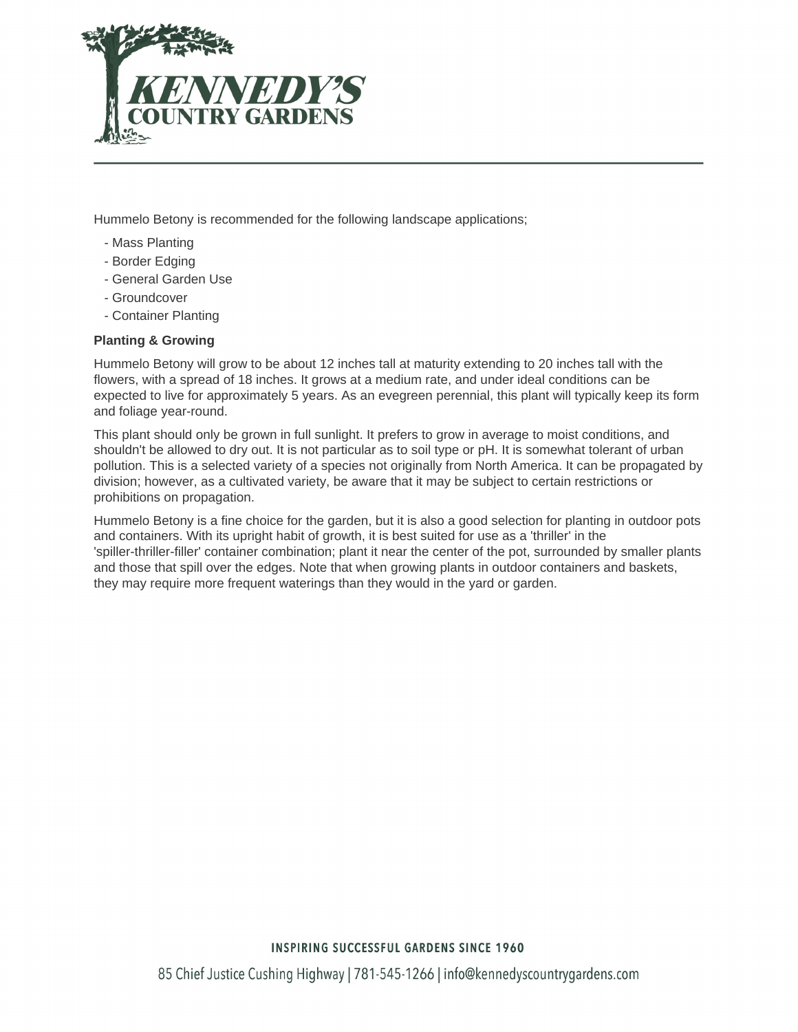Hummelo Betony is recommended for the following landscape applications;

- Mass Planting
- Border Edging
- General Garden Use
- Groundcover
- Container Planting

**Planting & Growing**

Hummelo Betony will grow to be about 12 inches tall at maturity extending to 20 inches tall with the flowers, with a spread of 18 inches. It grows at a medium rate, and under ideal conditions can be expected to live for approximately 5 years. As an evegreen perennial, this plant will typically keep its form and foliage year-round.

This plant should only be grown in full sunlight. It prefers to grow in average to moist conditions, and shouldn't be allowed to dry out. It is not particular as to soil type or pH. It is somewhat tolerant of urban pollution. This is a selected variety of a species not originally from North America. It can be propagated by division; however, as a cultivated variety, be aware that it may be subject to certain restrictions or prohibitions on propagation.

Hummelo Betony is a fine choice for the garden, but it is also a good selection for planting in outdoor pots and containers. With its upright habit of growth, it is best suited for use as a 'thriller' in the 'spiller-thriller-filler' container combination; plant it near the center of the pot, surrounded by smaller plants and those that spill over the edges. Note that when growing plants in outdoor containers and baskets, they may require more frequent waterings than they would in the yard or garden.